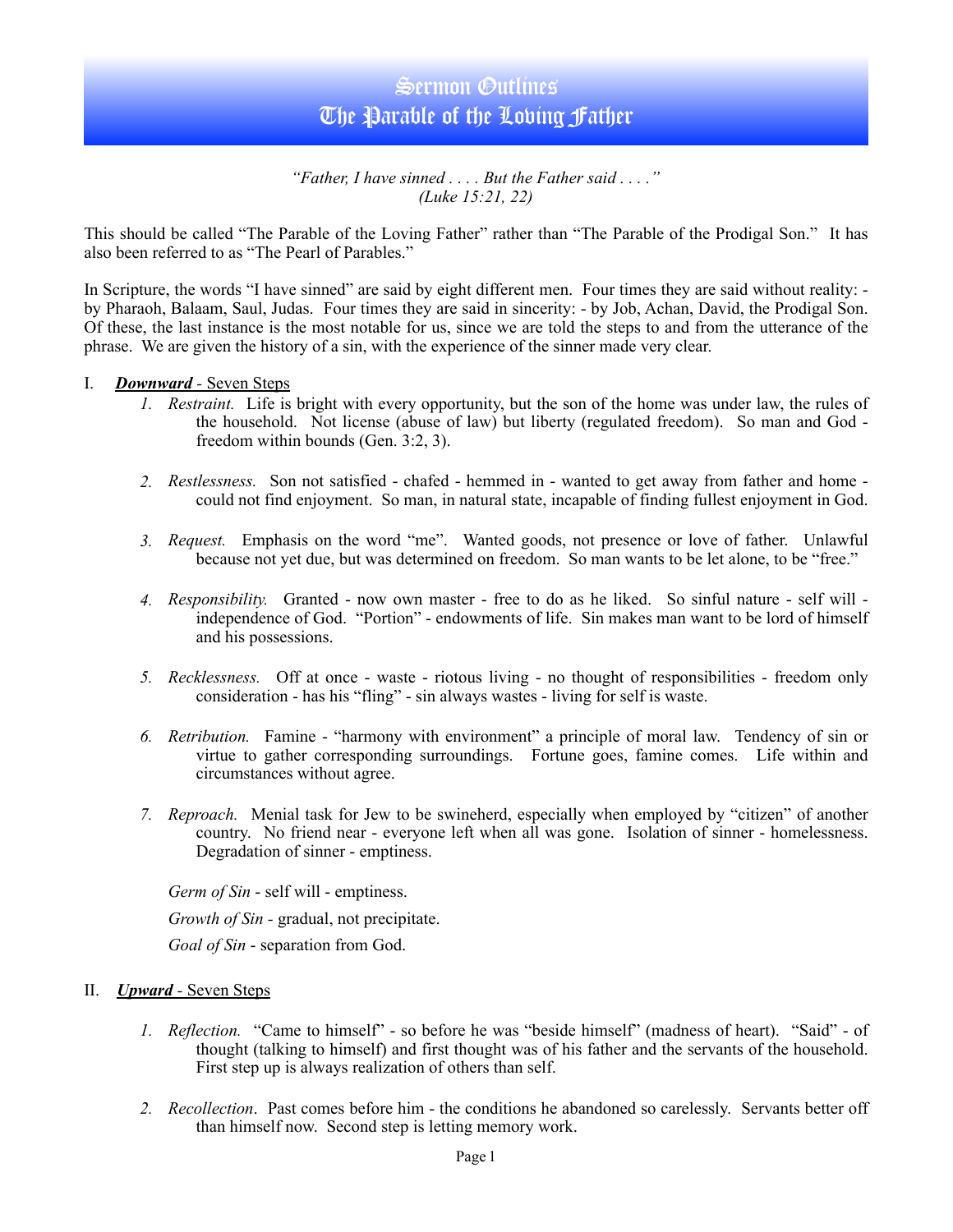# Sermon Outlines
# The Parable of the Loving Father

*"Father, I have sinned . . . . But the Father said . . . ."*
*(Luke 15:21, 22)*

This should be called "The Parable of the Loving Father" rather than "The Parable of the Prodigal Son." It has also been referred to as "The Pearl of Parables."

In Scripture, the words "I have sinned" are said by eight different men. Four times they are said without reality: - by Pharaoh, Balaam, Saul, Judas. Four times they are said in sincerity: - by Job, Achan, David, the Prodigal Son. Of these, the last instance is the most notable for us, since we are told the steps to and from the utterance of the phrase. We are given the history of a sin, with the experience of the sinner made very clear.

I. ***Downward*** - Seven Steps

1. *Restraint.* Life is bright with every opportunity, but the son of the home was under law, the rules of the household. Not license (abuse of law) but liberty (regulated freedom). So man and God - freedom within bounds (Gen. 3:2, 3).

2. *Restlessness.* Son not satisfied - chafed - hemmed in - wanted to get away from father and home - could not find enjoyment. So man, in natural state, incapable of finding fullest enjoyment in God.

3. *Request.* Emphasis on the word "me". Wanted goods, not presence or love of father. Unlawful because not yet due, but was determined on freedom. So man wants to be let alone, to be "free."

4. *Responsibility.* Granted - now own master - free to do as he liked. So sinful nature - self will - independence of God. "Portion" - endowments of life. Sin makes man want to be lord of himself and his possessions.

5. *Recklessness.* Off at once - waste - riotous living - no thought of responsibilities - freedom only consideration - has his "fling" - sin always wastes - living for self is waste.

6. *Retribution.* Famine - "harmony with environment" a principle of moral law. Tendency of sin or virtue to gather corresponding surroundings. Fortune goes, famine comes. Life within and circumstances without agree.

7. *Reproach.* Menial task for Jew to be swineherd, especially when employed by "citizen" of another country. No friend near - everyone left when all was gone. Isolation of sinner - homelessness. Degradation of sinner - emptiness.

*Germ of Sin* - self will - emptiness.

*Growth of Sin* - gradual, not precipitate.

*Goal of Sin* - separation from God.

II. ***Upward*** - Seven Steps

1. *Reflection.* "Came to himself" - so before he was "beside himself" (madness of heart). "Said" - of thought (talking to himself) and first thought was of his father and the servants of the household. First step up is always realization of others than self.

2. *Recollection*. Past comes before him - the conditions he abandoned so carelessly. Servants better off than himself now. Second step is letting memory work.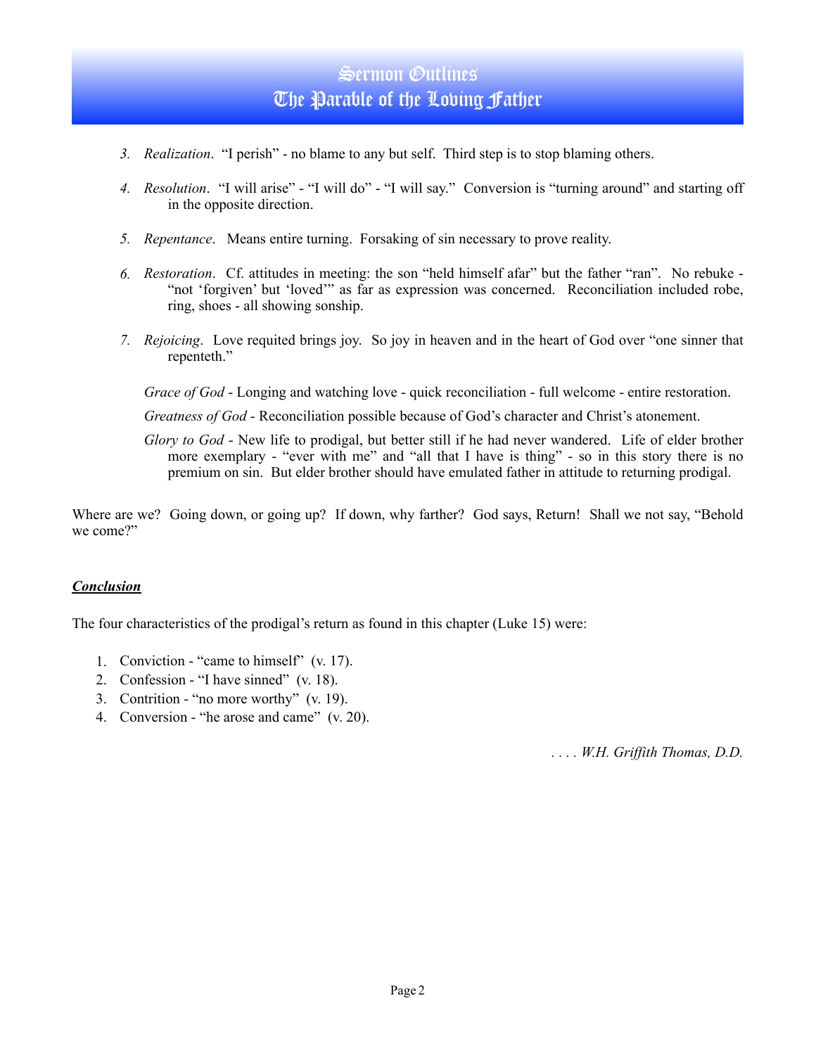3. *Realization*. "I perish" - no blame to any but self. Third step is to stop blaming others.

4. *Resolution*. "I will arise" - "I will do" - "I will say." Conversion is "turning around" and starting off in the opposite direction.

5. *Repentance*. Means entire turning. Forsaking of sin necessary to prove reality.

6. *Restoration*. Cf. attitudes in meeting: the son "held himself afar" but the father "ran". No rebuke - "not 'forgiven' but 'loved'" as far as expression was concerned. Reconciliation included robe, ring, shoes - all showing sonship.

7. *Rejoicing*. Love requited brings joy. So joy in heaven and in the heart of God over "one sinner that repenteth."

*Grace of God* - Longing and watching love - quick reconciliation - full welcome - entire restoration.

*Greatness of God* - Reconciliation possible because of God's character and Christ's atonement.

*Glory to God* - New life to prodigal, but better still if he had never wandered. Life of elder brother more exemplary - "ever with me" and "all that I have is thing" - so in this story there is no premium on sin. But elder brother should have emulated father in attitude to returning prodigal.

Where are we? Going down, or going up? If down, why farther? God says, Return! Shall we not say, "Behold we come?"

***Conclusion***

The four characteristics of the prodigal's return as found in this chapter (Luke 15) were:

1. Conviction - "came to himself" (v. 17).
2. Confession - "I have sinned" (v. 18).
3. Contrition - "no more worthy" (v. 19).
4. Conversion - "he arose and came" (v. 20).

*. . . . W.H. Griffith Thomas, D.D.*